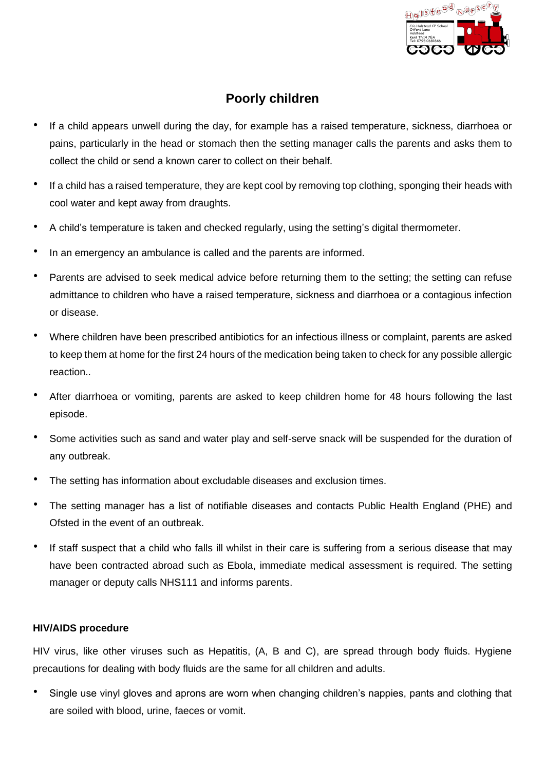# Poorly children

- If a child appears unwell during the day, for example has a raised temperature, sickness, diarrhoea or pains, particularly in the head or stomach then the setting manager calls the parents and asks them to collect the child or send a known carer to collect on their behalf.
- If a child has a raised temperature, they are kept cool by removing top clothing, sponging their heads with cool water and kept away from draughts.
- A child's temperature is taken and checked regularly, using the setting's digital thermometer.
- In an emergency an ambulance is called and the parents are informed.
- Parents are advised to seek medical advice before returning them to the setting; the setting can refuse admittance to children who have a raised temperature, sickness and diarrhoea or a contagious infection or disease.
- Where children have been prescribed antibiotics for an infectious illness or complaint, parents are asked to keep them at home for the first 24 hours of the medication being taken to check for any possible allergic reaction..
- After diarrhoea or vomiting, parents are asked to keep children home for 48 hours following the last episode.
- Some activities such as sand and water play and self-serve snack will be suspended for the duration of any outbreak.
- The setting has information about excludable diseases and exclusion times.
- The setting manager has a list of notifiable diseases and contacts Public Health England (PHE) and Ofsted in the event of an outbreak.
- If staff suspect that a child who falls ill whilst in their care is suffering from a serious disease that may have been contracted abroad such as Ebola, immediate medical assessment is required. The setting manager or deputy calls NHS111 and informs parents.

**HIV/AIDS procedure**

HIV virus, like other viruses such as Hepatitis, (A, B and C), are spread through body fluids. Hygiene precautions for dealing with body fluids are the same for all children and adults.

- Single use vinyl gloves and aprons are worn when changing children's nappies, pants and clothing that are soiled with blood, urine, faeces or vomit.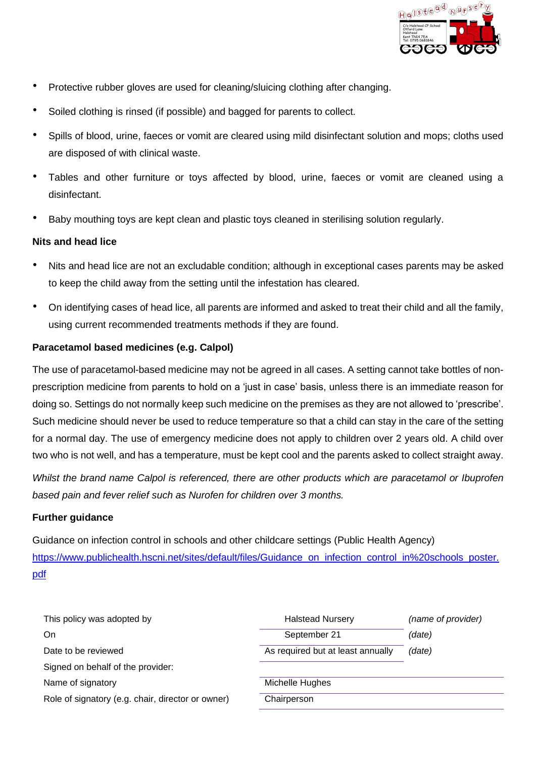- Protective rubber gloves are used for cleaning/sluicing clothing after changing.
- Soiled clothing is rinsed (if possible) and bagged for parents to collect.
- Spills of blood, urine, faeces or vomit are cleared using mild disinfectant solution and mops; cloths used are disposed of with clinical waste.
- Tables and other furniture or toys affected by blood, urine, faeces or vomit are cleaned using a disinfectant.
- Baby mouthing toys are kept clean and plastic toys cleaned in sterilising solution regularly.

**Nits and head lice**

- Nits and head lice are not an excludable condition; although in exceptional cases parents may be asked to keep the child away from the setting until the infestation has cleared.
- On identifying cases of head lice, all parents are informed and asked to treat their child and all the family, using current recommended treatments methods if they are found.

**Paracetamol based medicines (e.g. Calpol)**

The use of paracetamol-based medicine may not be agreed in all cases. A setting cannot take bottles of non-prescription medicine from parents to hold on a 'just in case' basis, unless there is an immediate reason for doing so. Settings do not normally keep such medicine on the premises as they are not allowed to 'prescribe'. Such medicine should never be used to reduce temperature so that a child can stay in the care of the setting for a normal day. The use of emergency medicine does not apply to children over 2 years old. A child over two who is not well, and has a temperature, must be kept cool and the parents asked to collect straight away.

*Whilst the brand name Calpol is referenced, there are other products which are paracetamol or Ibuprofen based pain and fever relief such as Nurofen for children over 3 months.*

**Further guidance**

Guidance on infection control in schools and other childcare settings (Public Health Agency)
https://www.publichealth.hscni.net/sites/default/files/Guidance_on_infection_control_in%20schools_poster.pdf

| | | |
|---|---|---|
| This policy was adopted by | Halstead Nursery | *(name of provider)* |
| On | September 21 | *(date)* |
| Date to be reviewed | As required but at least annually | *(date)* |
| Signed on behalf of the provider: | | |
| Name of signatory | Michelle Hughes | |
| Role of signatory (e.g. chair, director or owner) | Chairperson | |